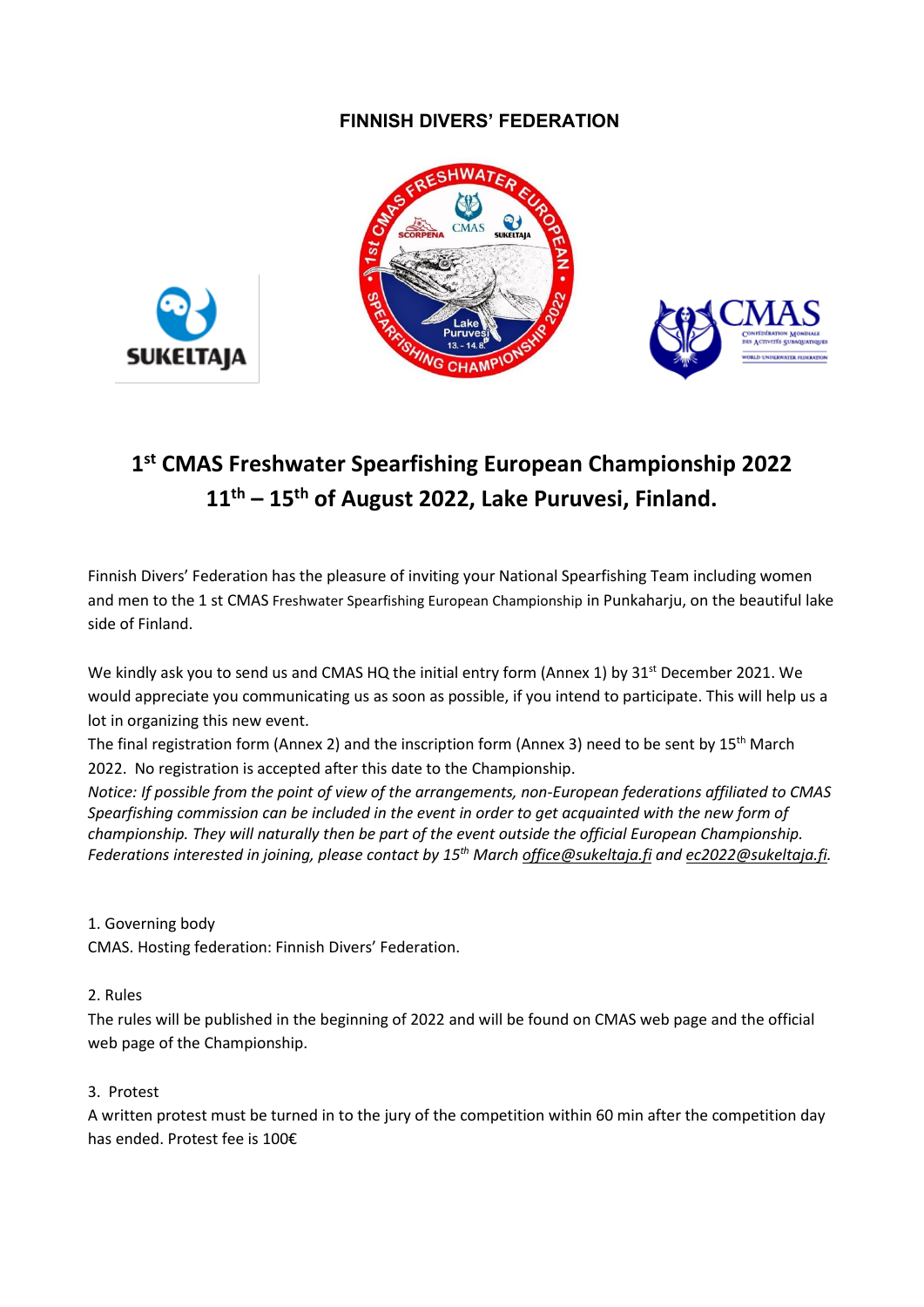**FINNISH DIVERS' FEDERATION**

# 1st CMAS Freshwater Spearfishing European Championship 2022
# 11th – 15th of August 2022, Lake Puruvesi, Finland.

Finnish Divers' Federation has the pleasure of inviting your National Spearfishing Team including women and men to the 1 st CMAS Freshwater Spearfishing European Championship in Punkaharju, on the beautiful lake side of Finland.

We kindly ask you to send us and CMAS HQ the initial entry form (Annex 1) by 31st December 2021. We would appreciate you communicating us as soon as possible, if you intend to participate. This will help us a lot in organizing this new event.

The final registration form (Annex 2) and the inscription form (Annex 3) need to be sent by 15th March 2022. No registration is accepted after this date to the Championship.

*Notice: If possible from the point of view of the arrangements, non-European federations affiliated to CMAS Spearfishing commission can be included in the event in order to get acquainted with the new form of championship. They will naturally then be part of the event outside the official European Championship. Federations interested in joining, please contact by 15th March office@sukeltaja.fi and ec2022@sukeltaja.fi.*

1. Governing body

CMAS. Hosting federation: Finnish Divers' Federation.

2. Rules

The rules will be published in the beginning of 2022 and will be found on CMAS web page and the official web page of the Championship.

3. Protest

A written protest must be turned in to the jury of the competition within 60 min after the competition day has ended. Protest fee is 100€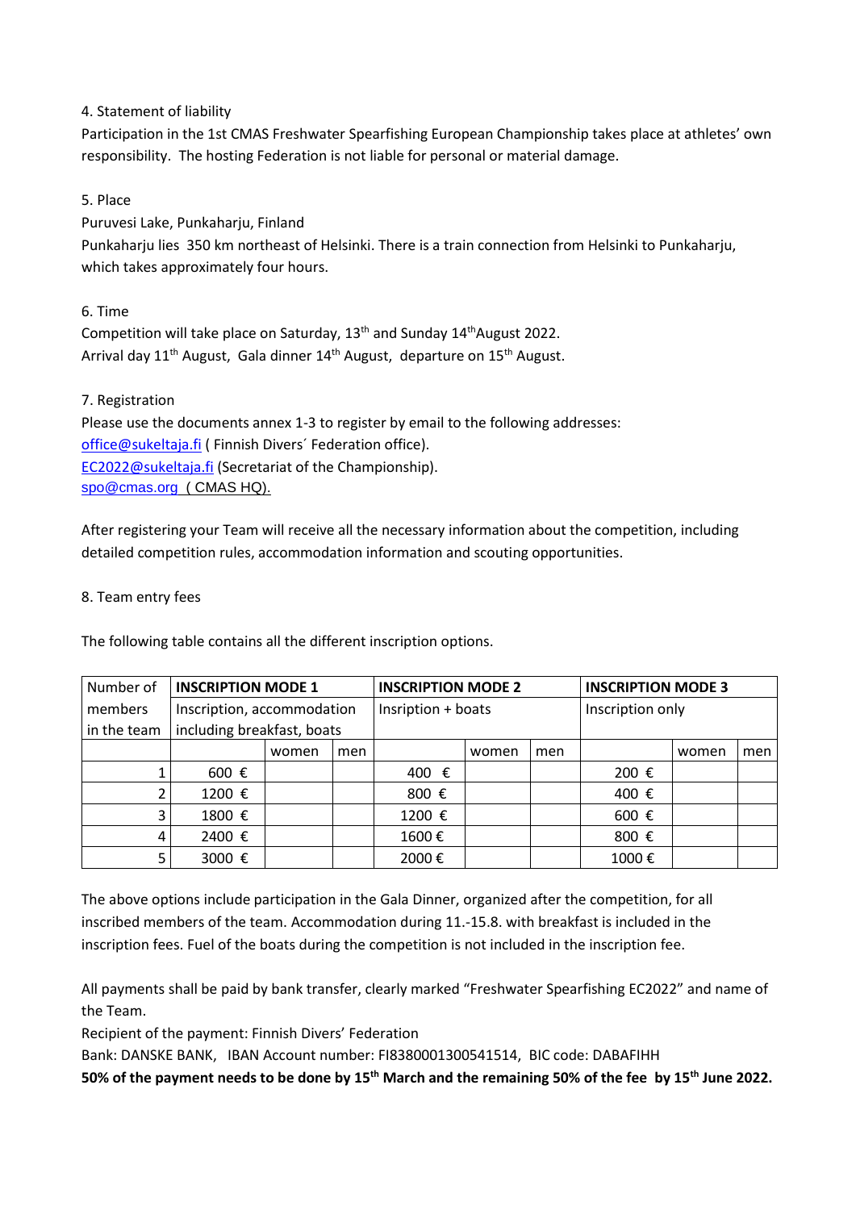4. Statement of liability

Participation in the 1st CMAS Freshwater Spearfishing European Championship takes place at athletes' own responsibility. The hosting Federation is not liable for personal or material damage.

5. Place

Puruvesi Lake, Punkaharju, Finland

Punkaharju lies 350 km northeast of Helsinki. There is a train connection from Helsinki to Punkaharju, which takes approximately four hours.

6. Time

Competition will take place on Saturday, 13th and Sunday 14th August 2022.
Arrival day 11th August, Gala dinner 14th August, departure on 15th August.

7. Registration

Please use the documents annex 1-3 to register by email to the following addresses:
office@sukeltaja.fi ( Finnish Divers´ Federation office).
EC2022@sukeltaja.fi (Secretariat of the Championship).
spo@cmas.org ( CMAS HQ).

After registering your Team will receive all the necessary information about the competition, including detailed competition rules, accommodation information and scouting opportunities.

8. Team entry fees

The following table contains all the different inscription options.

| Number of members in the team | **INSCRIPTION MODE 1** Inscription, accommodation including breakfast, boats | | | **INSCRIPTION MODE 2** Insription + boats | | | **INSCRIPTION MODE 3** Inscription only | | |
|---|---|---|---|---|---|---|---|---|---|
| | | women | men | | women | men | | women | men |
| 1 | 600 € | | | 400 € | | | 200 € | | |
| 2 | 1200 € | | | 800 € | | | 400 € | | |
| 3 | 1800 € | | | 1200 € | | | 600 € | | |
| 4 | 2400 € | | | 1600 € | | | 800 € | | |
| 5 | 3000 € | | | 2000 € | | | 1000 € | | |

The above options include participation in the Gala Dinner, organized after the competition, for all inscribed members of the team. Accommodation during 11.-15.8. with breakfast is included in the inscription fees. Fuel of the boats during the competition is not included in the inscription fee.

All payments shall be paid by bank transfer, clearly marked "Freshwater Spearfishing EC2022" and name of the Team.

Recipient of the payment: Finnish Divers' Federation

Bank: DANSKE BANK, IBAN Account number: FI8380001300541514, BIC code: DABAFIHH

**50% of the payment needs to be done by 15th March and the remaining 50% of the fee by 15th June 2022.**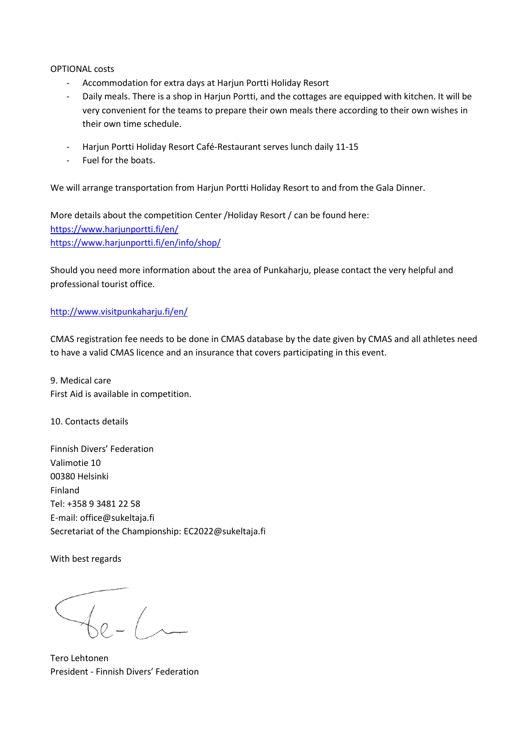OPTIONAL costs

- Accommodation for extra days at Harjun Portti Holiday Resort
- Daily meals. There is a shop in Harjun Portti, and the cottages are equipped with kitchen. It will be very convenient for the teams to prepare their own meals there according to their own wishes in their own time schedule.

- Harjun Portti Holiday Resort Café-Restaurant serves lunch daily 11-15
- Fuel for the boats.

We will arrange transportation from Harjun Portti Holiday Resort to and from the Gala Dinner.

More details about the competition Center /Holiday Resort / can be found here:
https://www.harjunportti.fi/en/
https://www.harjunportti.fi/en/info/shop/

Should you need more information about the area of Punkaharju, please contact the very helpful and professional tourist office.

http://www.visitpunkaharju.fi/en/

CMAS registration fee needs to be done in CMAS database by the date given by CMAS and all athletes need to have a valid CMAS licence and an insurance that covers participating in this event.

9. Medical care
First Aid is available in competition.

10. Contacts details

Finnish Divers' Federation
Valimotie 10
00380 Helsinki
Finland
Tel: +358 9 3481 22 58
E-mail: office@sukeltaja.fi
Secretariat of the Championship: EC2022@sukeltaja.fi

With best regards

Tero Lehtonen
President - Finnish Divers' Federation